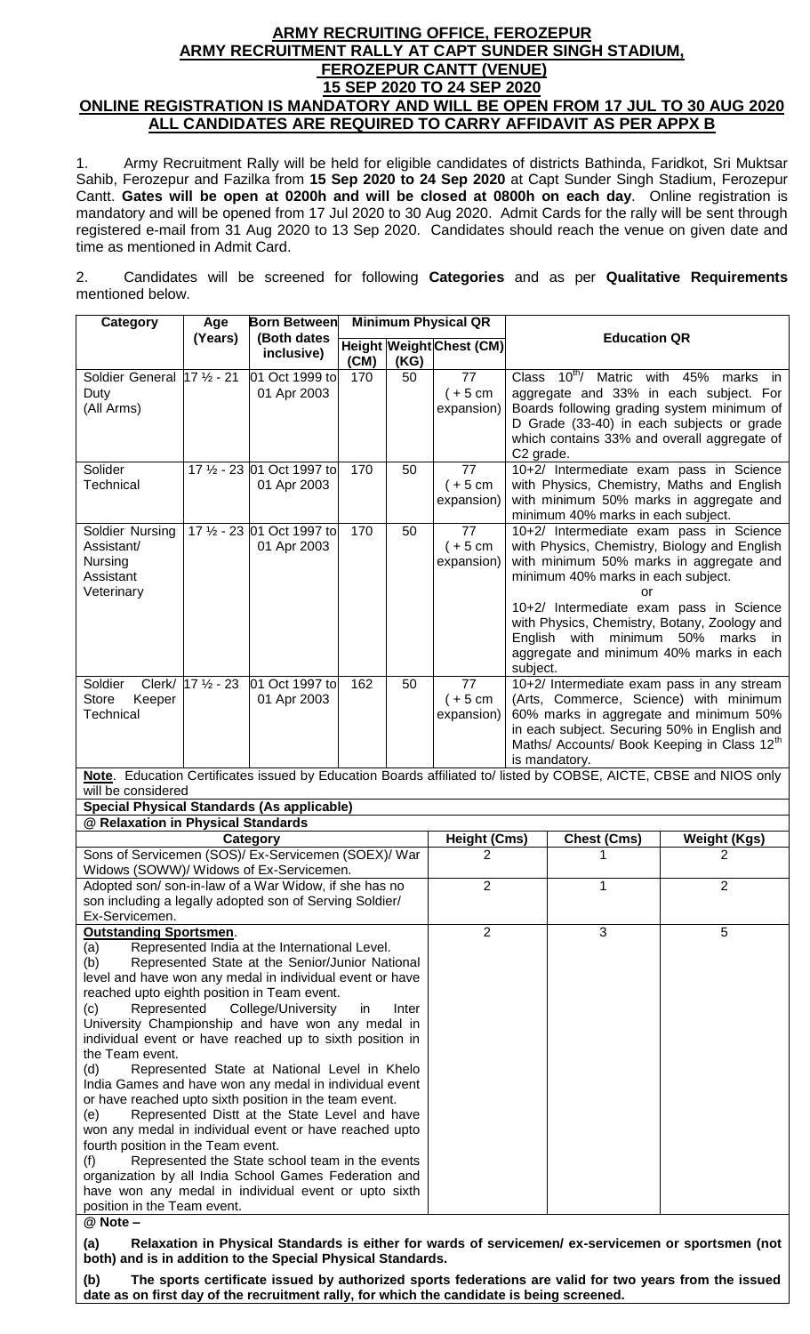# ARMY RECRUITING OFFICE, FEROZEPUR
## ARMY RECRUITMENT RALLY AT CAPT SUNDER SINGH STADIUM, FEROZEPUR CANTT (VENUE)
## 15 SEP 2020 TO 24 SEP 2020
## ONLINE REGISTRATION IS MANDATORY AND WILL BE OPEN FROM 17 JUL TO 30 AUG 2020
## ALL CANDIDATES ARE REQUIRED TO CARRY AFFIDAVIT AS PER APPX B

1. Army Recruitment Rally will be held for eligible candidates of districts Bathinda, Faridkot, Sri Muktsar Sahib, Ferozepur and Fazilka from **15 Sep 2020 to 24 Sep 2020** at Capt Sunder Singh Stadium, Ferozepur Cantt. **Gates will be open at 0200h and will be closed at 0800h on each day**. Online registration is mandatory and will be opened from 17 Jul 2020 to 30 Aug 2020. Admit Cards for the rally will be sent through registered e-mail from 31 Aug 2020 to 13 Sep 2020. Candidates should reach the venue on given date and time as mentioned in Admit Card.

2. Candidates will be screened for following **Categories** and as per **Qualitative Requirements** mentioned below.

| Category | Age (Years) | Born Between (Both dates inclusive) | Minimum Physical QR | | | Education QR |
|---|---|---|---|---|---|---|
| | | | Height (CM) | Weight (KG) | Chest (CM) | |
| Soldier General Duty (All Arms) | 17 ½ - 21 | 01 Oct 1999 to 01 Apr 2003 | 170 | 50 | 77 (+ 5 cm expansion) | Class 10th/ Matric with 45% marks in aggregate and 33% in each subject. For Boards following grading system minimum of D Grade (33-40) in each subjects or grade which contains 33% and overall aggregate of C2 grade. |
| Solider Technical | 17 ½ - 23 | 01 Oct 1997 to 01 Apr 2003 | 170 | 50 | 77 (+ 5 cm expansion) | 10+2/ Intermediate exam pass in Science with Physics, Chemistry, Maths and English with minimum 50% marks in aggregate and minimum 40% marks in each subject. |
| Soldier Nursing Assistant/ Nursing Assistant Veterinary | 17 ½ - 23 | 01 Oct 1997 to 01 Apr 2003 | 170 | 50 | 77 (+ 5 cm expansion) | 10+2/ Intermediate exam pass in Science with Physics, Chemistry, Biology and English with minimum 50% marks in aggregate and minimum 40% marks in each subject. or 10+2/ Intermediate exam pass in Science with Physics, Chemistry, Botany, Zoology and English with minimum 50% marks in aggregate and minimum 40% marks in each subject. |
| Soldier Clerk/ Store Keeper Technical | 17 ½ - 23 | 01 Oct 1997 to 01 Apr 2003 | 162 | 50 | 77 (+ 5 cm expansion) | 10+2/ Intermediate exam pass in any stream (Arts, Commerce, Science) with minimum 60% marks in aggregate and minimum 50% in each subject. Securing 50% in English and Maths/ Accounts/ Book Keeping in Class 12th is mandatory. |

**Note**. Education Certificates issued by Education Boards affiliated to/ listed by COBSE, AICTE, CBSE and NIOS only will be considered

**Special Physical Standards (As applicable)**

**@ Relaxation in Physical Standards**

| Category | Height (Cms) | Chest (Cms) | Weight (Kgs) |
|---|---|---|---|
| Sons of Servicemen (SOS)/ Ex-Servicemen (SOEX)/ War Widows (SOWW)/ Widows of Ex-Servicemen. | 2 | 1 | 2 |
| Adopted son/ son-in-law of a War Widow, if she has no son including a legally adopted son of Serving Soldier/ Ex-Servicemen. | 2 | 1 | 2 |
| **Outstanding Sportsmen**. (a) Represented India at the International Level. (b) Represented State at the Senior/Junior National level and have won any medal in individual event or have reached upto eighth position in Team event. (c) Represented College/University in Inter University Championship and have won any medal in individual event or have reached up to sixth position in the Team event. (d) Represented State at National Level in Khelo India Games and have won any medal in individual event or have reached upto sixth position in the team event. (e) Represented Distt at the State Level and have won any medal in individual event or have reached upto fourth position in the Team event. (f) Represented the State school team in the events organization by all India School Games Federation and have won any medal in individual event or upto sixth position in the Team event. | 2 | 3 | 5 |

**@ Note –**

**(a) Relaxation in Physical Standards is either for wards of servicemen/ ex-servicemen or sportsmen (not both) and is in addition to the Special Physical Standards.**

**(b) The sports certificate issued by authorized sports federations are valid for two years from the issued date as on first day of the recruitment rally, for which the candidate is being screened.**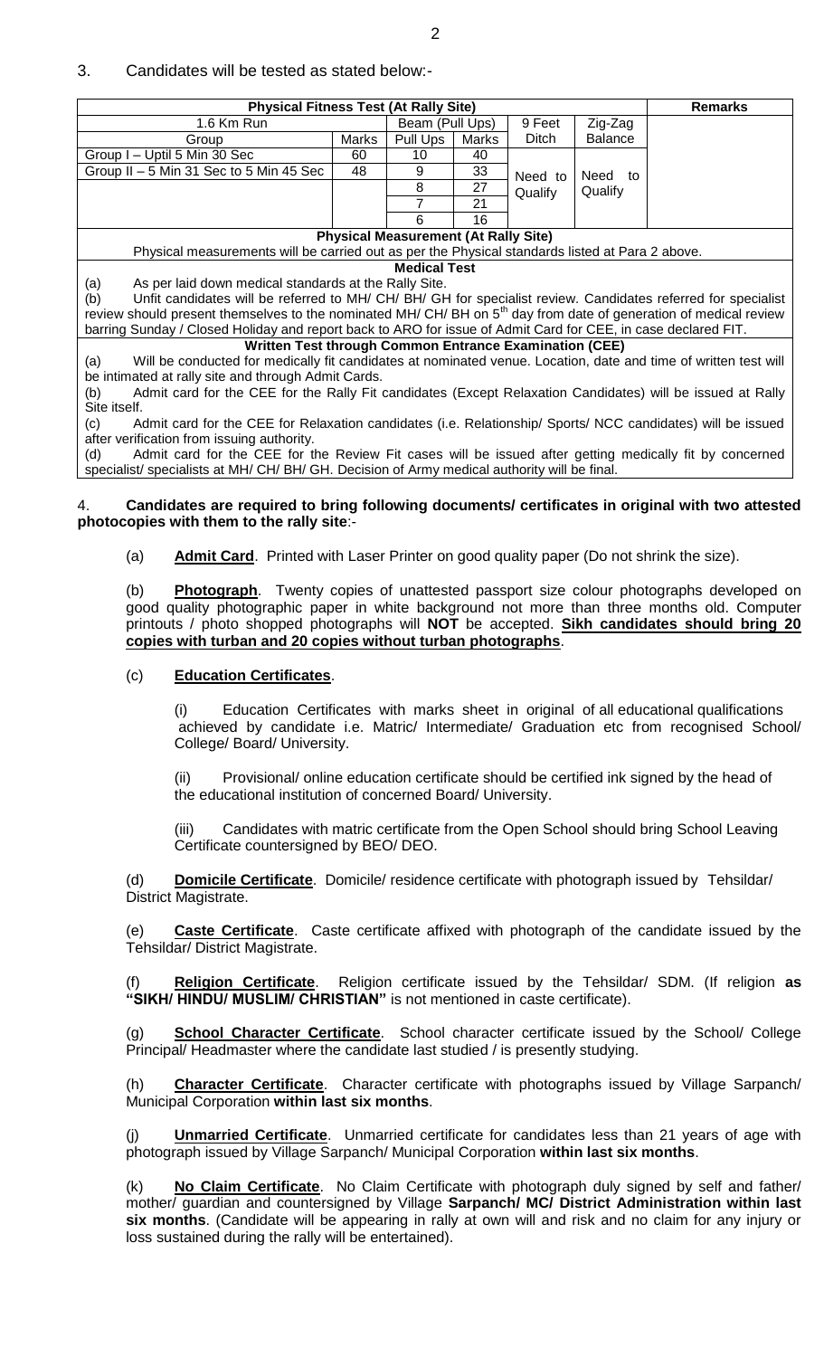3. Candidates will be tested as stated below:-

| Physical Fitness Test (At Rally Site) | | | | | | Remarks |
|---|---|---|---|---|---|---|
| 1.6 Km Run | | Beam (Pull Ups) | | 9 Feet Ditch | Zig-Zag Balance | |
| Group | Marks | Pull Ups | Marks | | | |
| Group I – Uptil 5 Min 30 Sec | 60 | 10 | 40 | Need to Qualify | Need to Qualify | |
| Group II – 5 Min 31 Sec to 5 Min 45 Sec | 48 | 9 | 33 | | | |
| | | 8 | 27 | | | |
| | | 7 | 21 | | | |
| | | 6 | 16 | | | |
| **Physical Measurement (At Rally Site)** | | | | | | |
| Physical measurements will be carried out as per the Physical standards listed at Para 2 above. | | | | | | |
| **Medical Test** | | | | | | |
| (a) As per laid down medical standards at the Rally Site. (b) Unfit candidates will be referred to MH/ CH/ BH/ GH for specialist review. Candidates referred for specialist review should present themselves to the nominated MH/ CH/ BH on 5th day from date of generation of medical review barring Sunday / Closed Holiday and report back to ARO for issue of Admit Card for CEE, in case declared FIT. | | | | | | |
| **Written Test through Common Entrance Examination (CEE)** | | | | | | |
| (a) Will be conducted for medically fit candidates at nominated venue. Location, date and time of written test will be intimated at rally site and through Admit Cards. (b) Admit card for the CEE for the Rally Fit candidates (Except Relaxation Candidates) will be issued at Rally Site itself. (c) Admit card for the CEE for Relaxation candidates (i.e. Relationship/ Sports/ NCC candidates) will be issued after verification from issuing authority. (d) Admit card for the CEE for the Review Fit cases will be issued after getting medically fit by concerned specialist/ specialists at MH/ CH/ BH/ GH. Decision of Army medical authority will be final. | | | | | | |

4. **Candidates are required to bring following documents/ certificates in original with two attested photocopies with them to the rally site**:-

(a) **Admit Card**. Printed with Laser Printer on good quality paper (Do not shrink the size).

(b) **Photograph**. Twenty copies of unattested passport size colour photographs developed on good quality photographic paper in white background not more than three months old. Computer printouts / photo shopped photographs will **NOT** be accepted. **Sikh candidates should bring 20 copies with turban and 20 copies without turban photographs**.

(c) **Education Certificates**.

(i) Education Certificates with marks sheet in original of all educational qualifications achieved by candidate i.e. Matric/ Intermediate/ Graduation etc from recognised School/ College/ Board/ University.

(ii) Provisional/ online education certificate should be certified ink signed by the head of the educational institution of concerned Board/ University.

(iii) Candidates with matric certificate from the Open School should bring School Leaving Certificate countersigned by BEO/ DEO.

(d) **Domicile Certificate**. Domicile/ residence certificate with photograph issued by Tehsildar/ District Magistrate.

(e) **Caste Certificate**. Caste certificate affixed with photograph of the candidate issued by the Tehsildar/ District Magistrate.

(f) **Religion Certificate**. Religion certificate issued by the Tehsildar/ SDM. (If religion **as "SIKH/ HINDU/ MUSLIM/ CHRISTIAN"** is not mentioned in caste certificate).

(g) **School Character Certificate**. School character certificate issued by the School/ College Principal/ Headmaster where the candidate last studied / is presently studying.

(h) **Character Certificate**. Character certificate with photographs issued by Village Sarpanch/ Municipal Corporation **within last six months**.

(j) **Unmarried Certificate**. Unmarried certificate for candidates less than 21 years of age with photograph issued by Village Sarpanch/ Municipal Corporation **within last six months**.

(k) **No Claim Certificate**. No Claim Certificate with photograph duly signed by self and father/ mother/ guardian and countersigned by Village **Sarpanch/ MC/ District Administration within last six months**. (Candidate will be appearing in rally at own will and risk and no claim for any injury or loss sustained during the rally will be entertained).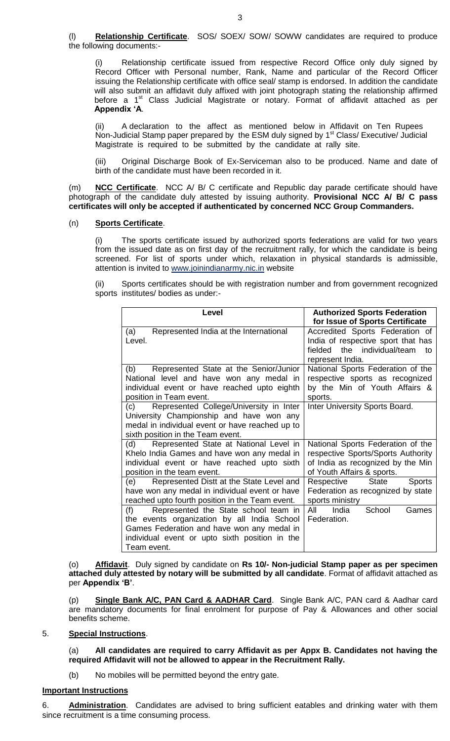(l) **Relationship Certificate**. SOS/ SOEX/ SOW/ SOWW candidates are required to produce the following documents:-

(i) Relationship certificate issued from respective Record Office only duly signed by Record Officer with Personal number, Rank, Name and particular of the Record Officer issuing the Relationship certificate with office seal/ stamp is endorsed. In addition the candidate will also submit an affidavit duly affixed with joint photograph stating the relationship affirmed before a 1st Class Judicial Magistrate or notary. Format of affidavit attached as per **Appendix 'A**.

(ii) A declaration to the affect as mentioned below in Affidavit on Ten Rupees Non-Judicial Stamp paper prepared by the ESM duly signed by 1st Class/ Executive/ Judicial Magistrate is required to be submitted by the candidate at rally site.

(iii) Original Discharge Book of Ex-Serviceman also to be produced. Name and date of birth of the candidate must have been recorded in it.

(m) **NCC Certificate**. NCC A/ B/ C certificate and Republic day parade certificate should have photograph of the candidate duly attested by issuing authority. **Provisional NCC A/ B/ C pass certificates will only be accepted if authenticated by concerned NCC Group Commanders.**

(n) **Sports Certificate**.

(i) The sports certificate issued by authorized sports federations are valid for two years from the issued date as on first day of the recruitment rally, for which the candidate is being screened. For list of sports under which, relaxation in physical standards is admissible, attention is invited to www.joinindianarmy.nic.in website

(ii) Sports certificates should be with registration number and from government recognized sports institutes/ bodies as under:-

| Level | Authorized Sports Federation for Issue of Sports Certificate |
|---|---|
| (a) Represented India at the International Level. | Accredited Sports Federation of India of respective sport that has fielded the individual/team to represent India. |
| (b) Represented State at the Senior/Junior National level and have won any medal in individual event or have reached upto eighth position in Team event. | National Sports Federation of the respective sports as recognized by the Min of Youth Affairs & sports. |
| (c) Represented College/University in Inter University Championship and have won any medal in individual event or have reached up to sixth position in the Team event. | Inter University Sports Board. |
| (d) Represented State at National Level in Khelo India Games and have won any medal in individual event or have reached upto sixth position in the team event. | National Sports Federation of the respective Sports/Sports Authority of India as recognized by the Min of Youth Affairs & sports. |
| (e) Represented Distt at the State Level and have won any medal in individual event or have reached upto fourth position in the Team event. | Respective State Sports Federation as recognized by state sports ministry |
| (f) Represented the State school team in the events organization by all India School Games Federation and have won any medal in individual event or upto sixth position in the Team event. | All India School Games Federation. |

(o) **Affidavit**. Duly signed by candidate on **Rs 10/- Non-judicial Stamp paper as per specimen attached duly attested by notary will be submitted by all candidate**. Format of affidavit attached as per **Appendix 'B'**.

(p) **Single Bank A/C, PAN Card & AADHAR Card**. Single Bank A/C, PAN card & Aadhar card are mandatory documents for final enrolment for purpose of Pay & Allowances and other social benefits scheme.

5. **Special Instructions**.

(a) **All candidates are required to carry Affidavit as per Appx B. Candidates not having the required Affidavit will not be allowed to appear in the Recruitment Rally.**

(b) No mobiles will be permitted beyond the entry gate.

**Important Instructions**

6. **Administration**. Candidates are advised to bring sufficient eatables and drinking water with them since recruitment is a time consuming process.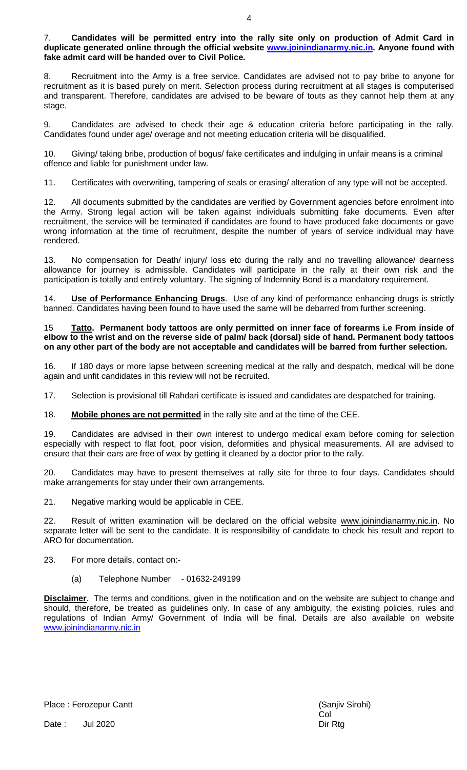7. **Candidates will be permitted entry into the rally site only on production of Admit Card in duplicate generated online through the official website [www.joinindianarmy.nic.in](www.joinindianarmy.nic.in). Anyone found with fake admit card will be handed over to Civil Police.**

8. Recruitment into the Army is a free service. Candidates are advised not to pay bribe to anyone for recruitment as it is based purely on merit. Selection process during recruitment at all stages is computerised and transparent. Therefore, candidates are advised to be beware of touts as they cannot help them at any stage.

9. Candidates are advised to check their age & education criteria before participating in the rally. Candidates found under age/ overage and not meeting education criteria will be disqualified.

10. Giving/ taking bribe, production of bogus/ fake certificates and indulging in unfair means is a criminal offence and liable for punishment under law.

11. Certificates with overwriting, tampering of seals or erasing/ alteration of any type will not be accepted.

12. All documents submitted by the candidates are verified by Government agencies before enrolment into the Army. Strong legal action will be taken against individuals submitting fake documents. Even after recruitment, the service will be terminated if candidates are found to have produced fake documents or gave wrong information at the time of recruitment, despite the number of years of service individual may have rendered.

13. No compensation for Death/ injury/ loss etc during the rally and no travelling allowance/ dearness allowance for journey is admissible. Candidates will participate in the rally at their own risk and the participation is totally and entirely voluntary. The signing of Indemnity Bond is a mandatory requirement.

14. **Use of Performance Enhancing Drugs**. Use of any kind of performance enhancing drugs is strictly banned. Candidates having been found to have used the same will be debarred from further screening.

15 **Tatto. Permanent body tattoos are only permitted on inner face of forearms i.e From inside of elbow to the wrist and on the reverse side of palm/ back (dorsal) side of hand. Permanent body tattoos on any other part of the body are not acceptable and candidates will be barred from further selection.**

16. If 180 days or more lapse between screening medical at the rally and despatch, medical will be done again and unfit candidates in this review will not be recruited.

17. Selection is provisional till Rahdari certificate is issued and candidates are despatched for training.

18. **Mobile phones are not permitted** in the rally site and at the time of the CEE.

19. Candidates are advised in their own interest to undergo medical exam before coming for selection especially with respect to flat foot, poor vision, deformities and physical measurements. All are advised to ensure that their ears are free of wax by getting it cleaned by a doctor prior to the rally.

20. Candidates may have to present themselves at rally site for three to four days. Candidates should make arrangements for stay under their own arrangements.

21. Negative marking would be applicable in CEE.

22. Result of written examination will be declared on the official website www.joinindianarmy.nic.in. No separate letter will be sent to the candidate. It is responsibility of candidate to check his result and report to ARO for documentation.

23. For more details, contact on:-

(a) Telephone Number - 01632-249199

**Disclaimer**. The terms and conditions, given in the notification and on the website are subject to change and should, therefore, be treated as guidelines only. In case of any ambiguity, the existing policies, rules and regulations of Indian Army/ Government of India will be final. Details are also available on website [www.joinindianarmy.nic.in](www.joinindianarmy.nic.in)

Place : Ferozepur Cantt

Date : Jul 2020

(Sanjiv Sirohi)
Col
Dir Rtg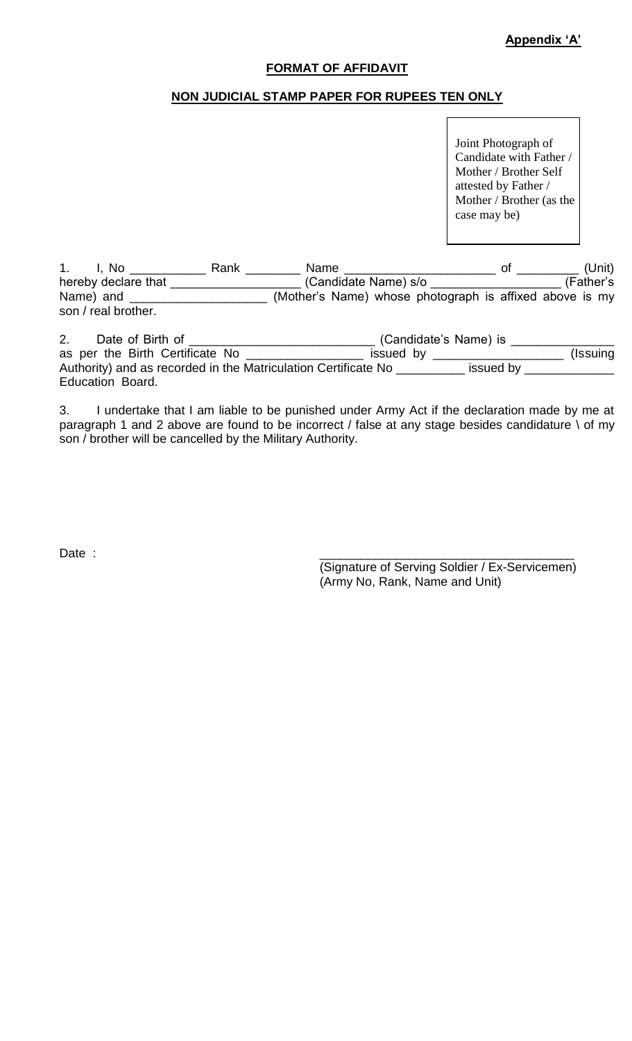**Appendix 'A'**

**FORMAT OF AFFIDAVIT**

**NON JUDICIAL STAMP PAPER FOR RUPEES TEN ONLY**

Joint Photograph of Candidate with Father / Mother / Brother Self attested by Father / Mother / Brother (as the case may be)

1. I, No ___________ Rank ________ Name ______________________ of _________ (Unit) hereby declare that __________________ (Candidate Name) s/o __________________ (Father's Name) and ___________________ (Mother's Name) whose photograph is affixed above is my son / real brother.

2. Date of Birth of ___________________________ (Candidate's Name) is _______________ as per the Birth Certificate No ________________ issued by __________________ (Issuing Authority) and as recorded in the Matriculation Certificate No __________ issued by _____________ Education Board.

3. I undertake that I am liable to be punished under Army Act if the declaration made by me at paragraph 1 and 2 above are found to be incorrect / false at any stage besides candidature \ of my son / brother will be cancelled by the Military Authority.

Date :

_____________________________________
(Signature of Serving Soldier / Ex-Servicemen)
(Army No, Rank, Name and Unit)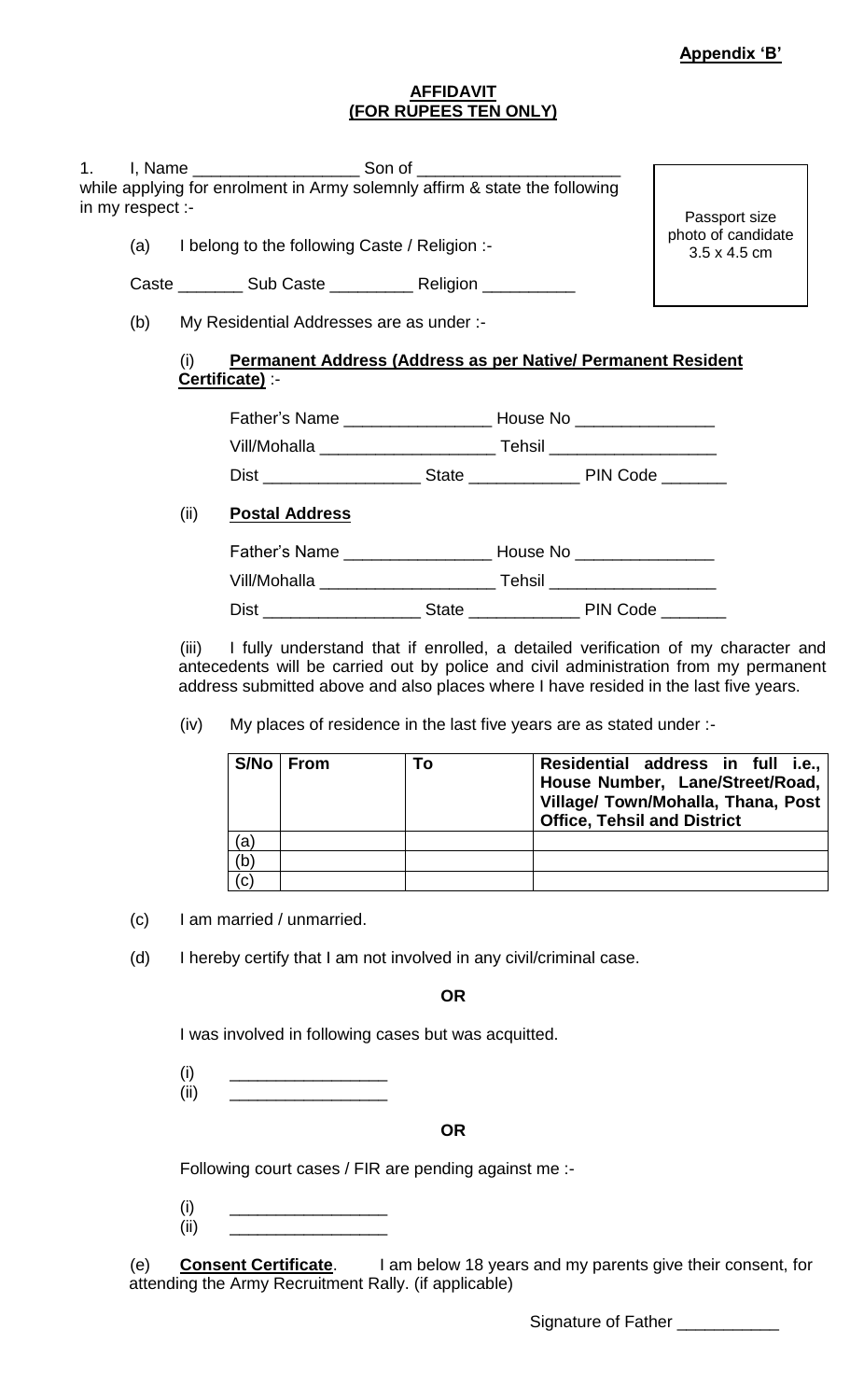**Appendix 'B'**

**AFFIDAVIT**
**(FOR RUPEES TEN ONLY)**

1. I, Name __________________ Son of ______________________ while applying for enrolment in Army solemnly affirm & state the following in my respect :-

Passport size photo of candidate 3.5 x 4.5 cm

(a) I belong to the following Caste / Religion :-

Caste _______ Sub Caste _________ Religion __________

(b) My Residential Addresses are as under :-

(i) **Permanent Address (Address as per Native/ Permanent Resident Certificate)** :-

Father's Name ________________ House No _______________

Vill/Mohalla ___________________ Tehsil __________________

Dist _________________ State ____________ PIN Code _______

(ii) **Postal Address**

Father's Name ________________ House No _______________

Vill/Mohalla ___________________ Tehsil __________________

Dist _________________ State ____________ PIN Code _______

(iii) I fully understand that if enrolled, a detailed verification of my character and antecedents will be carried out by police and civil administration from my permanent address submitted above and also places where I have resided in the last five years.

(iv) My places of residence in the last five years are as stated under :-

| S/No | From | To | Residential address in full i.e., House Number, Lane/Street/Road, Village/ Town/Mohalla, Thana, Post Office, Tehsil and District |
|---|---|---|---|
| (a) | | | |
| (b) | | | |
| (c) | | | |

(c) I am married / unmarried.

(d) I hereby certify that I am not involved in any civil/criminal case.

**OR**

I was involved in following cases but was acquitted.

(i) _________________
(ii) _________________

**OR**

Following court cases / FIR are pending against me :-

(i) _________________
(ii) _________________

(e) **Consent Certificate**. I am below 18 years and my parents give their consent, for attending the Army Recruitment Rally. (if applicable)

Signature of Father ___________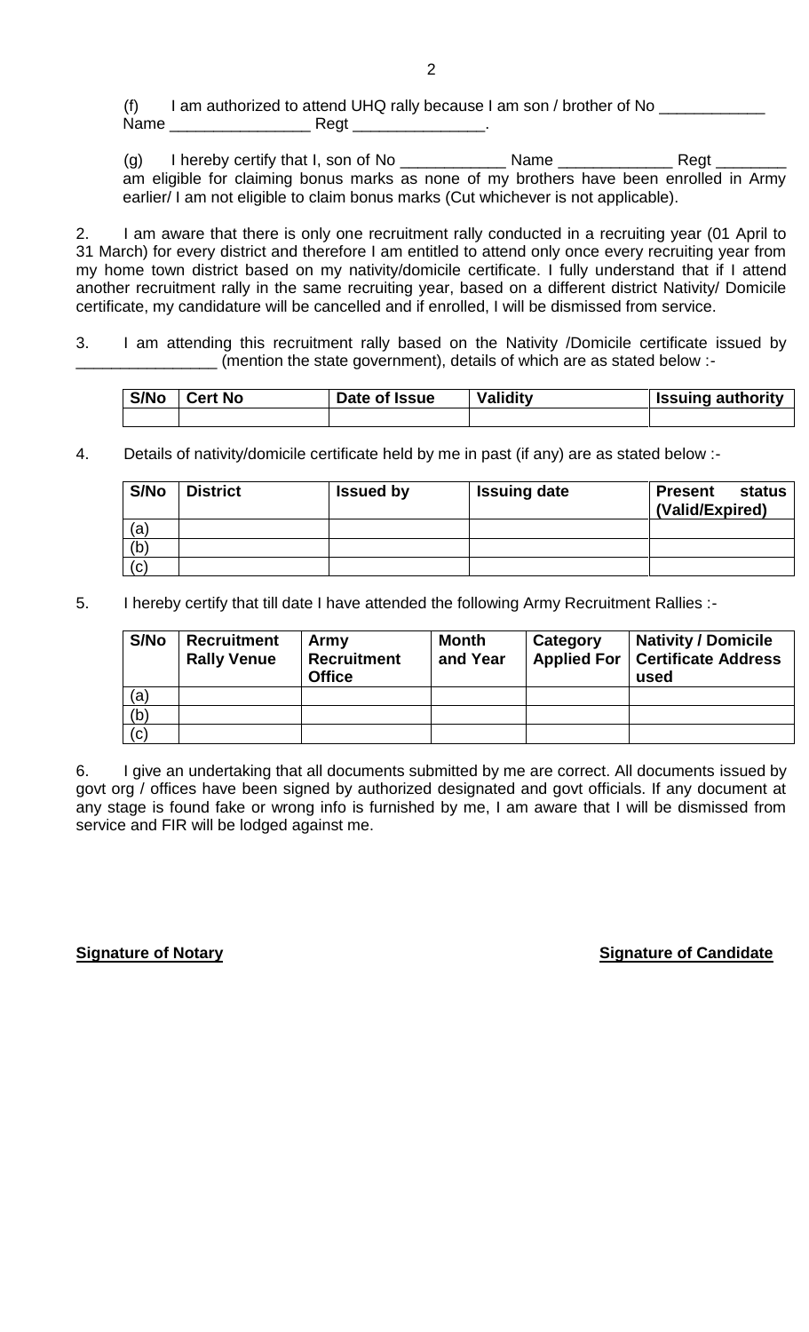(f) I am authorized to attend UHQ rally because I am son / brother of No ____________ Name ________________ Regt _______________.

(g) I hereby certify that I, son of No ____________ Name _____________ Regt ________ am eligible for claiming bonus marks as none of my brothers have been enrolled in Army earlier/ I am not eligible to claim bonus marks (Cut whichever is not applicable).

2. I am aware that there is only one recruitment rally conducted in a recruiting year (01 April to 31 March) for every district and therefore I am entitled to attend only once every recruiting year from my home town district based on my nativity/domicile certificate. I fully understand that if I attend another recruitment rally in the same recruiting year, based on a different district Nativity/ Domicile certificate, my candidature will be cancelled and if enrolled, I will be dismissed from service.

3. I am attending this recruitment rally based on the Nativity /Domicile certificate issued by ________________ (mention the state government), details of which are as stated below :-

| S/No | Cert No | Date of Issue | Validity | Issuing authority |
|---|---|---|---|---|
| | | | | |

4. Details of nativity/domicile certificate held by me in past (if any) are as stated below :-

| S/No | District | Issued by | Issuing date | Present status (Valid/Expired) |
|---|---|---|---|---|
| (a) | | | | |
| (b) | | | | |
| (c) | | | | |

5. I hereby certify that till date I have attended the following Army Recruitment Rallies :-

| S/No | Recruitment Rally Venue | Army Recruitment Office | Month and Year | Category Applied For | Nativity / Domicile Certificate Address used |
|---|---|---|---|---|---|
| (a) | | | | | |
| (b) | | | | | |
| (c) | | | | | |

6. I give an undertaking that all documents submitted by me are correct. All documents issued by govt org / offices have been signed by authorized designated and govt officials. If any document at any stage is found fake or wrong info is furnished by me, I am aware that I will be dismissed from service and FIR will be lodged against me.

**Signature of Notary** **Signature of Candidate**